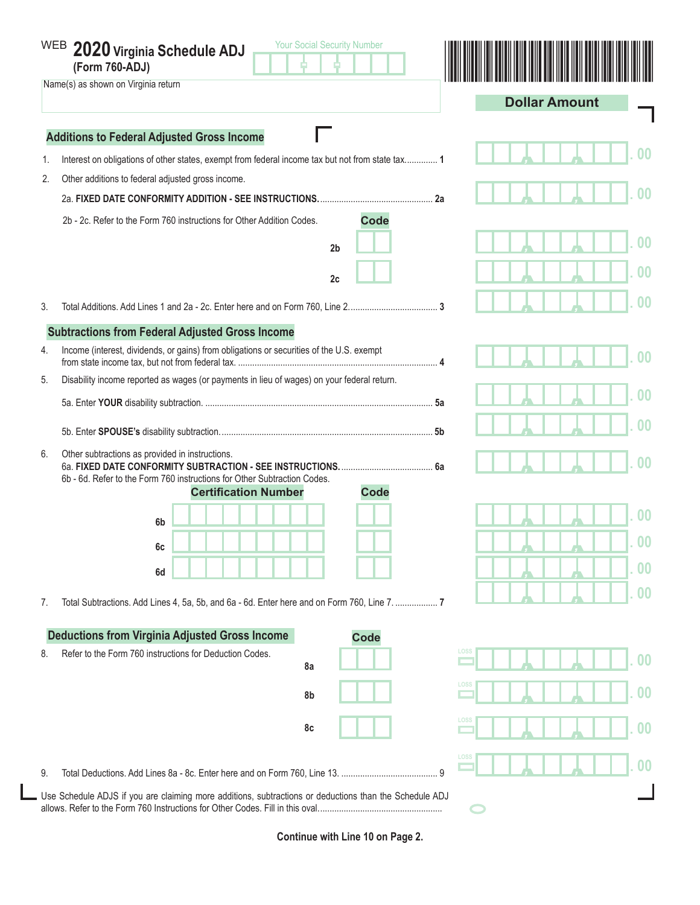WEB **2020 Virginia Schedule ADJ**
**(Form 760-ADJ)**

Your Social Security Number

Name(s) as shown on Virginia return

**Dollar Amount**

## Additions to Federal Adjusted Gross Income

1. Interest on obligations of other states, exempt from federal income tax but not from state tax............. **1** .00
2. Other additions to federal adjusted gross income.
   2a. **FIXED DATE CONFORMITY ADDITION - SEE INSTRUCTIONS.**................................................ **2a** .00
   2b - 2c. Refer to the Form 760 instructions for Other Addition Codes.

| | Code | Dollar Amount |
|---|---|---|
| 2b | | .00 |
| 2c | | .00 |

3. Total Additions. Add Lines 1 and 2a - 2c. Enter here and on Form 760, Line 2...................................... **3** .00

## Subtractions from Federal Adjusted Gross Income

4. Income (interest, dividends, or gains) from obligations or securities of the U.S. exempt from state income tax, but not from federal tax. .................................................................................... **4** .00
5. Disability income reported as wages (or payments in lieu of wages) on your federal return.
   5a. Enter **YOUR** disability subtraction. ................................................................................................ **5a** .00
   5b. Enter **SPOUSE's** disability subtraction.......................................................................................... **5b** .00
6. Other subtractions as provided in instructions.
   6a. **FIXED DATE CONFORMITY SUBTRACTION - SEE INSTRUCTIONS.**....................................... **6a** .00
   6b - 6d. Refer to the Form 760 instructions for Other Subtraction Codes.

| | Certification Number | Code | Dollar Amount |
|---|---|---|---|
| 6b | | | .00 |
| 6c | | | .00 |
| 6d | | | .00 |

7. Total Subtractions. Add Lines 4, 5a, 5b, and 6a - 6d. Enter here and on Form 760, Line 7. .................. **7** .00

## Deductions from Virginia Adjusted Gross Income

8. Refer to the Form 760 instructions for Deduction Codes.

| | Code | LOSS | Dollar Amount |
|---|---|---|---|
| 8a | | | .00 |
| 8b | | | .00 |
| 8c | | | .00 |

9. Total Deductions. Add Lines 8a - 8c. Enter here and on Form 760, Line 13. ......................................... 9 LOSS .00

Use Schedule ADJS if you are claiming more additions, subtractions or deductions than the Schedule ADJ allows. Refer to the Form 760 Instructions for Other Codes. Fill in this oval.................................................... ○

**Continue with Line 10 on Page 2.**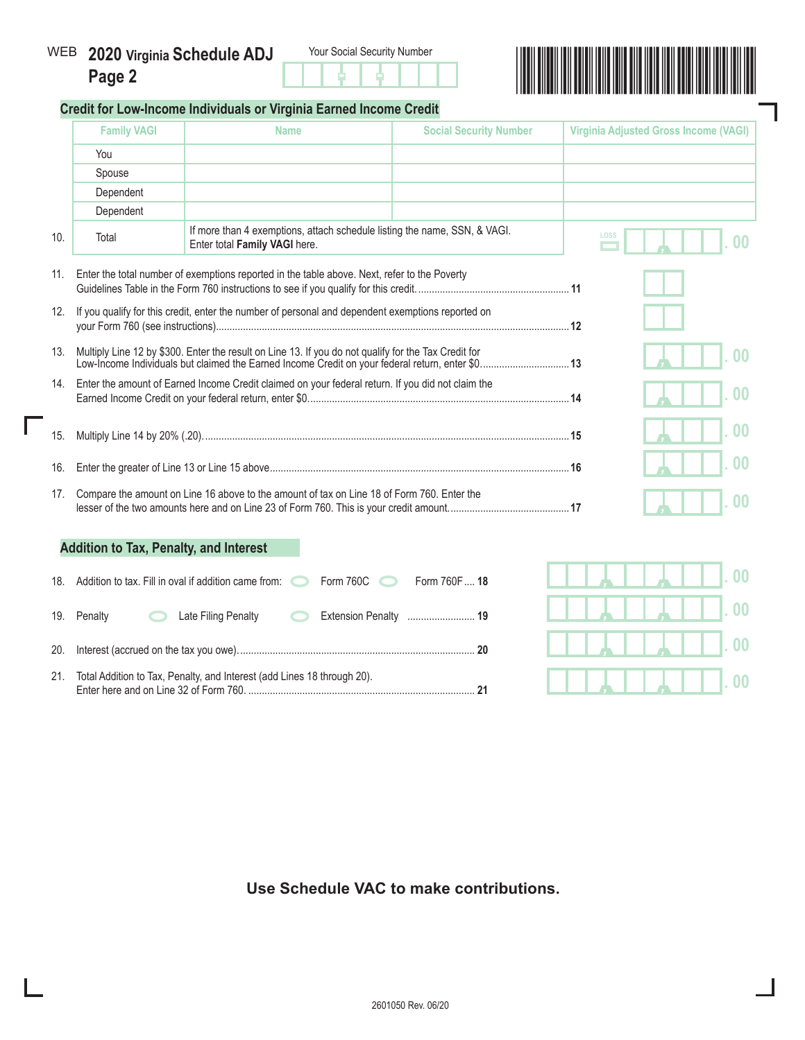WEB **2020 Virginia Schedule ADJ**
**Page 2**

Your Social Security Number

## Credit for Low-Income Individuals or Virginia Earned Income Credit

| | Family VAGI | Name | Social Security Number | Virginia Adjusted Gross Income (VAGI) |
|---|---|---|---|---|
| | You | | | |
| | Spouse | | | |
| | Dependent | | | |
| | Dependent | | | |
| 10. | Total | If more than 4 exemptions, attach schedule listing the name, SSN, & VAGI. Enter total **Family VAGI** here. | | LOSS .00 |

11. Enter the total number of exemptions reported in the table above. Next, refer to the Poverty Guidelines Table in the Form 760 instructions to see if you qualify for this credit. ........ **11**

12. If you qualify for this credit, enter the number of personal and dependent exemptions reported on your Form 760 (see instructions). ........ **12**

13. Multiply Line 12 by $300. Enter the result on Line 13. If you do not qualify for the Tax Credit for Low-Income Individuals but claimed the Earned Income Credit on your federal return, enter $0. ........ **13** .00

14. Enter the amount of Earned Income Credit claimed on your federal return. If you did not claim the Earned Income Credit on your federal return, enter $0. ........ **14** .00

15. Multiply Line 14 by 20% (.20). ........ **15** .00

16. Enter the greater of Line 13 or Line 15 above. ........ **16** .00

17. Compare the amount on Line 16 above to the amount of tax on Line 18 of Form 760. Enter the lesser of the two amounts here and on Line 23 of Form 760. This is your credit amount. ........ **17** .00

## Addition to Tax, Penalty, and Interest

18. Addition to tax. Fill in oval if addition came from: ○ Form 760C ○ Form 760F .... **18** .00

19. Penalty ○ Late Filing Penalty ○ Extension Penalty ........ **19** .00

20. Interest (accrued on the tax you owe). ........ **20** .00

21. Total Addition to Tax, Penalty, and Interest (add Lines 18 through 20). Enter here and on Line 32 of Form 760. ........ **21** .00

**Use Schedule VAC to make contributions.**

2601050 Rev. 06/20